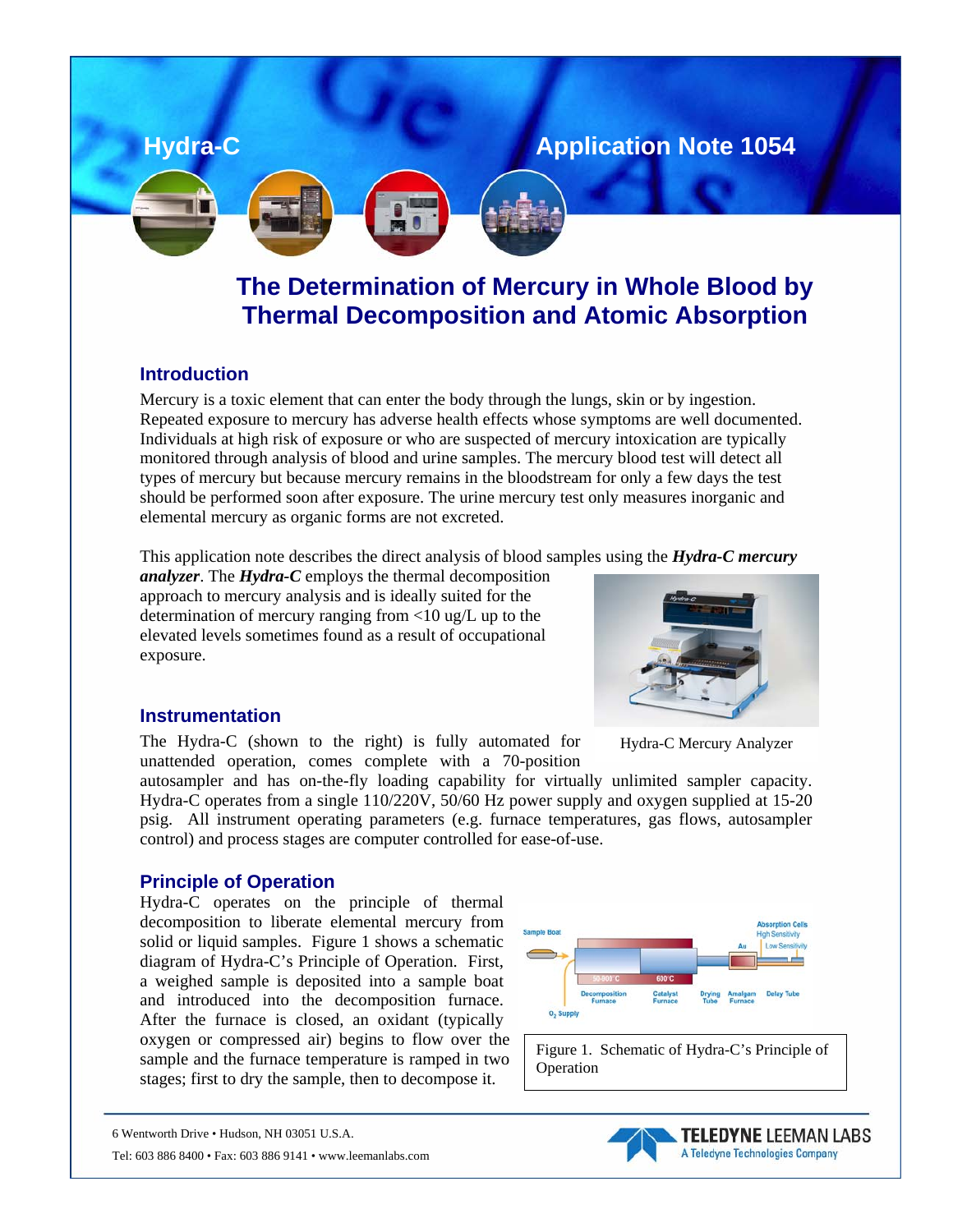Hydra-C

Application Note 1054

# The Determination of Mercury in Whole Blood by Thermal Decomposition and Atomic Absorption

## Introduction

Mercury is a toxic element that can enter the body through the lungs, skin or by ingestion. Repeated exposure to mercury has adverse health effects whose symptoms are well documented. Individuals at high risk of exposure or who are suspected of mercury intoxication are typically monitored through analysis of blood and urine samples. The mercury blood test will detect all types of mercury but because mercury remains in the bloodstream for only a few days the test should be performed soon after exposure. The urine mercury test only measures inorganic and elemental mercury as organic forms are not excreted.

This application note describes the direct analysis of blood samples using the ***Hydra-C mercury analyzer***. The ***Hydra-C*** employs the thermal decomposition approach to mercury analysis and is ideally suited for the determination of mercury ranging from <10 ug/L up to the elevated levels sometimes found as a result of occupational exposure.

Hydra-C Mercury Analyzer

## Instrumentation

The Hydra-C (shown to the right) is fully automated for unattended operation, comes complete with a 70-position autosampler and has on-the-fly loading capability for virtually unlimited sampler capacity. Hydra-C operates from a single 110/220V, 50/60 Hz power supply and oxygen supplied at 15-20 psig. All instrument operating parameters (e.g. furnace temperatures, gas flows, autosampler control) and process stages are computer controlled for ease-of-use.

## Principle of Operation

Hydra-C operates on the principle of thermal decomposition to liberate elemental mercury from solid or liquid samples. Figure 1 shows a schematic diagram of Hydra-C's Principle of Operation. First, a weighed sample is deposited into a sample boat and introduced into the decomposition furnace. After the furnace is closed, an oxidant (typically oxygen or compressed air) begins to flow over the sample and the furnace temperature is ramped in two stages; first to dry the sample, then to decompose it.

Figure 1. Schematic of Hydra-C's Principle of Operation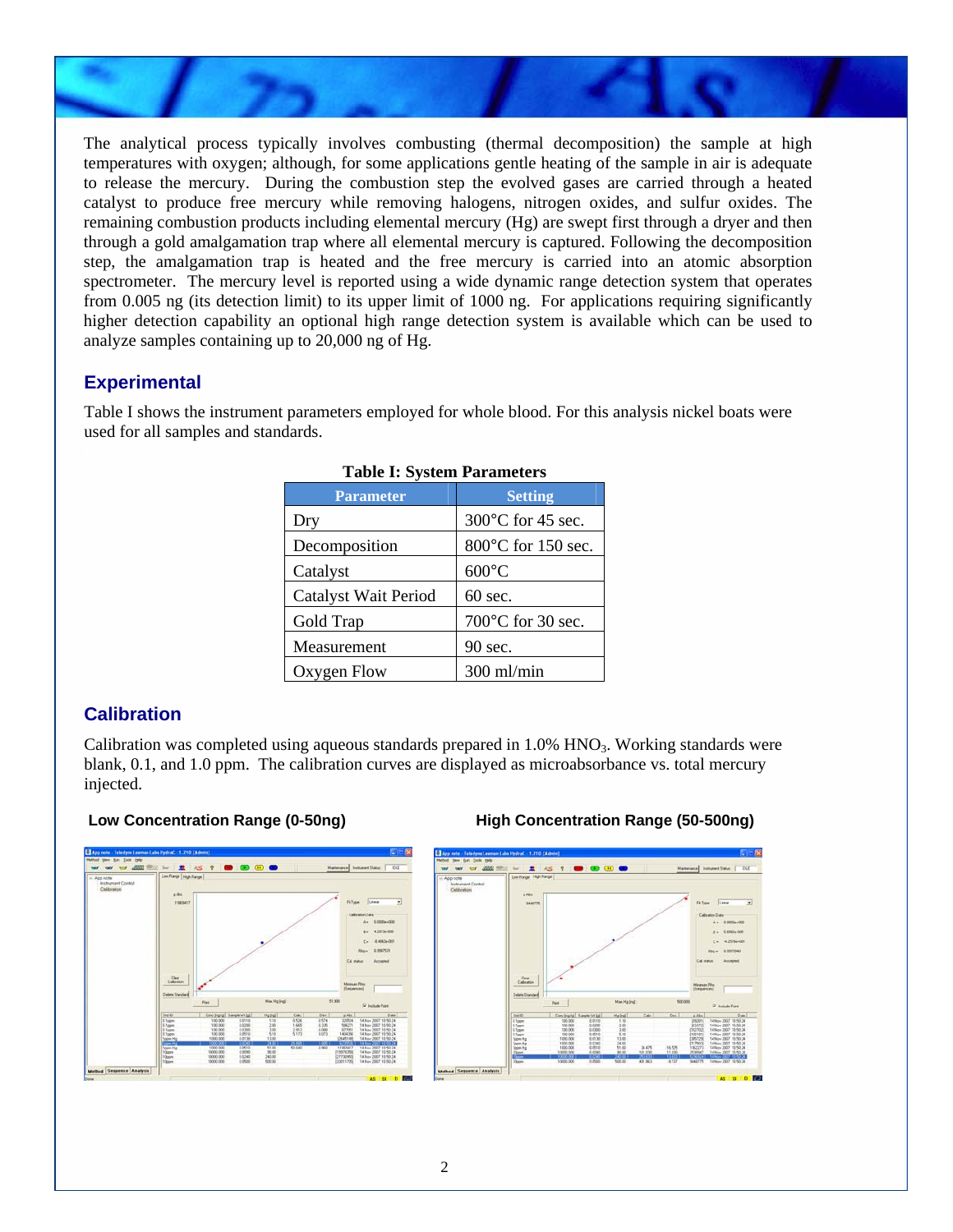The analytical process typically involves combusting (thermal decomposition) the sample at high temperatures with oxygen; although, for some applications gentle heating of the sample in air is adequate to release the mercury. During the combustion step the evolved gases are carried through a heated catalyst to produce free mercury while removing halogens, nitrogen oxides, and sulfur oxides. The remaining combustion products including elemental mercury (Hg) are swept first through a dryer and then through a gold amalgamation trap where all elemental mercury is captured. Following the decomposition step, the amalgamation trap is heated and the free mercury is carried into an atomic absorption spectrometer. The mercury level is reported using a wide dynamic range detection system that operates from 0.005 ng (its detection limit) to its upper limit of 1000 ng. For applications requiring significantly higher detection capability an optional high range detection system is available which can be used to analyze samples containing up to 20,000 ng of Hg.

## Experimental

Table I shows the instrument parameters employed for whole blood. For this analysis nickel boats were used for all samples and standards.

**Table I: System Parameters**

| Parameter | Setting |
|---|---|
| Dry | 300°C for 45 sec. |
| Decomposition | 800°C for 150 sec. |
| Catalyst | 600°C |
| Catalyst Wait Period | 60 sec. |
| Gold Trap | 700°C for 30 sec. |
| Measurement | 90 sec. |
| Oxygen Flow | 300 ml/min |

## Calibration

Calibration was completed using aqueous standards prepared in 1.0% $HNO_3$. Working standards were blank, 0.1, and 1.0 ppm. The calibration curves are displayed as microabsorbance vs. total mercury injected.

**Low Concentration Range (0-50ng)**

**High Concentration Range (50-500ng)**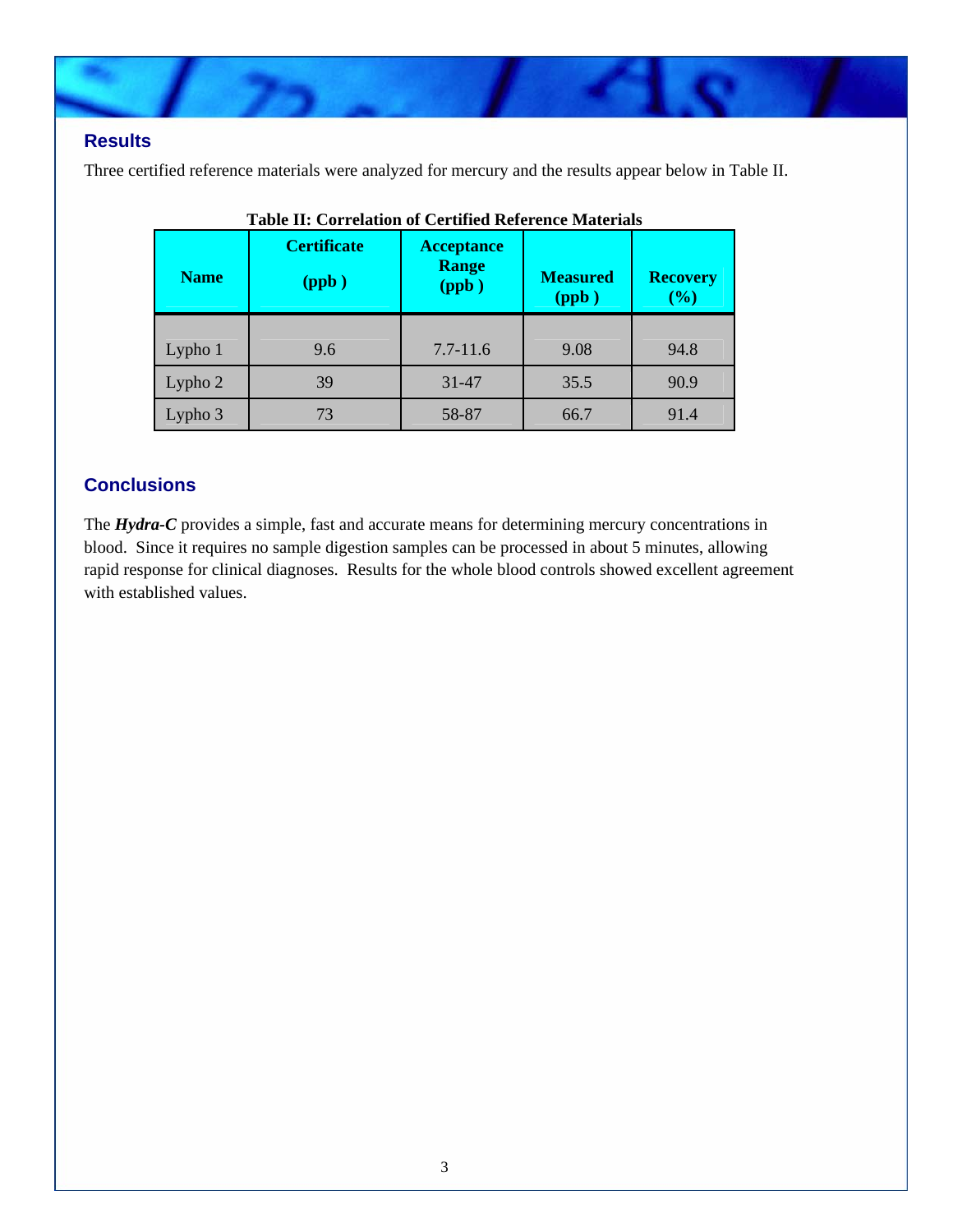## Results

Three certified reference materials were analyzed for mercury and the results appear below in Table II.

**Table II: Correlation of Certified Reference Materials**

| Name | Certificate (ppb ) | Acceptance Range (ppb ) | Measured (ppb ) | Recovery (%) |
|---|---|---|---|---|
| Lypho 1 | 9.6 | 7.7-11.6 | 9.08 | 94.8 |
| Lypho 2 | 39 | 31-47 | 35.5 | 90.9 |
| Lypho 3 | 73 | 58-87 | 66.7 | 91.4 |

## Conclusions

The ***Hydra-C*** provides a simple, fast and accurate means for determining mercury concentrations in blood. Since it requires no sample digestion samples can be processed in about 5 minutes, allowing rapid response for clinical diagnoses. Results for the whole blood controls showed excellent agreement with established values.